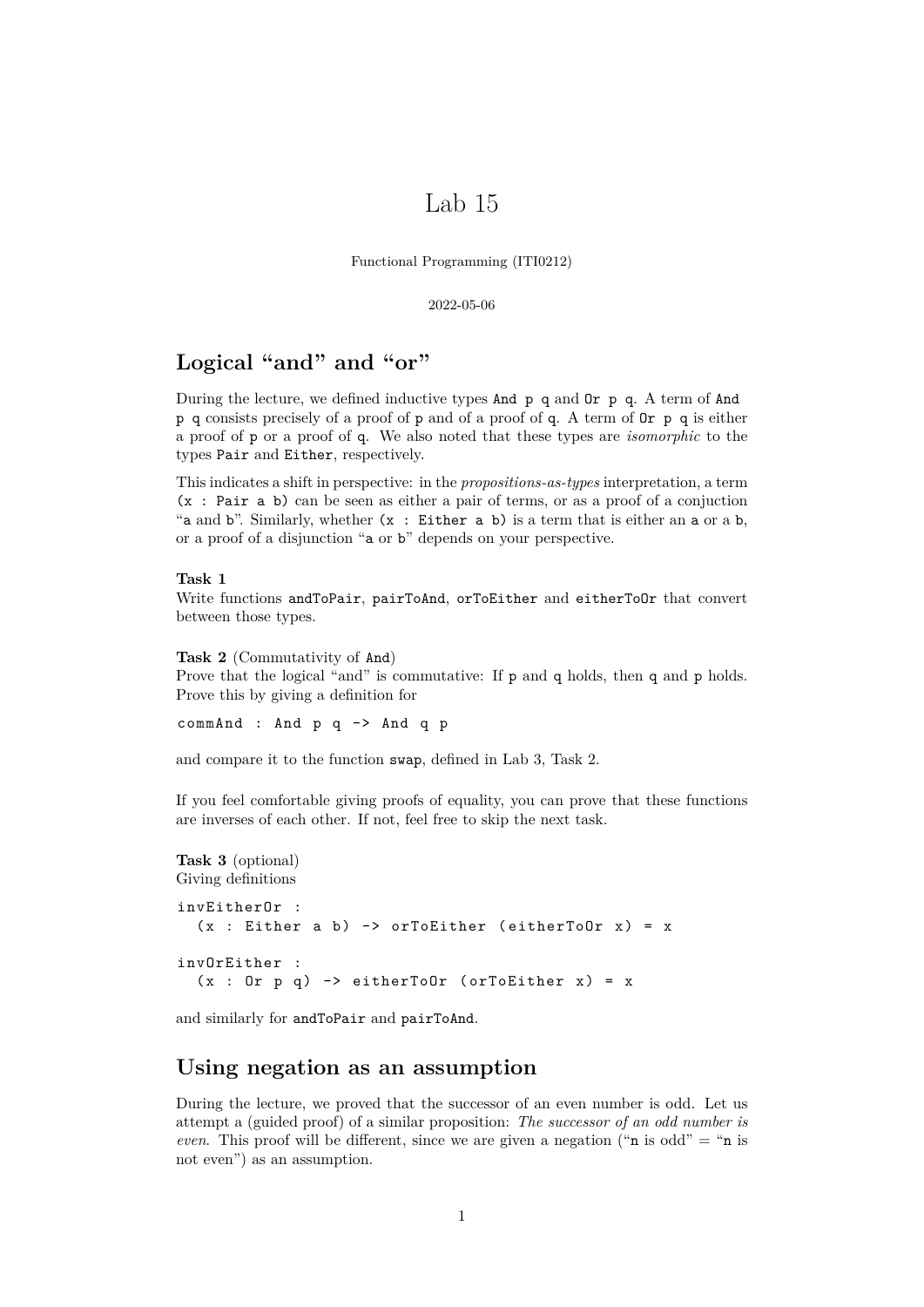# Lab 15

Functional Programming (ITI0212)

2022-05-06

## Logical "and" and "or"

During the lecture, we defined inductive types `And p q` and `Or p q`. A term of `And p q` consists precisely of a proof of `p` and of a proof of `q`. A term of `Or p q` is either a proof of `p` or a proof of `q`. We also noted that these types are *isomorphic* to the types `Pair` and `Either`, respectively.

This indicates a shift in perspective: in the *propositions-as-types* interpretation, a term `(x : Pair a b)` can be seen as either a pair of terms, or as a proof of a conjuction "`a` and `b`". Similarly, whether `(x : Either a b)` is a term that is either an `a` or a `b`, or a proof of a disjunction "`a` or `b`" depends on your perspective.

**Task 1**
Write functions `andToPair`, `pairToAnd`, `orToEither` and `eitherToOr` that convert between those types.

**Task 2** (Commutativity of `And`)
Prove that the logical "and" is commutative: If `p` and `q` holds, then `q` and `p` holds. Prove this by giving a definition for

```
commAnd : And p q -> And q p
```

and compare it to the function `swap`, defined in Lab 3, Task 2.

If you feel comfortable giving proofs of equality, you can prove that these functions are inverses of each other. If not, feel free to skip the next task.

**Task 3** (optional)
Giving definitions

```
invEitherOr :
  (x : Either a b) -> orToEither (eitherToOr x) = x

invOrEither :
  (x : Or p q) -> eitherToOr (orToEither x) = x
```

and similarly for `andToPair` and `pairToAnd`.

## Using negation as an assumption

During the lecture, we proved that the successor of an even number is odd. Let us attempt a (guided proof) of a similar proposition: *The successor of an odd number is even*. This proof will be different, since we are given a negation ("`n` is odd" = "`n` is not even") as an assumption.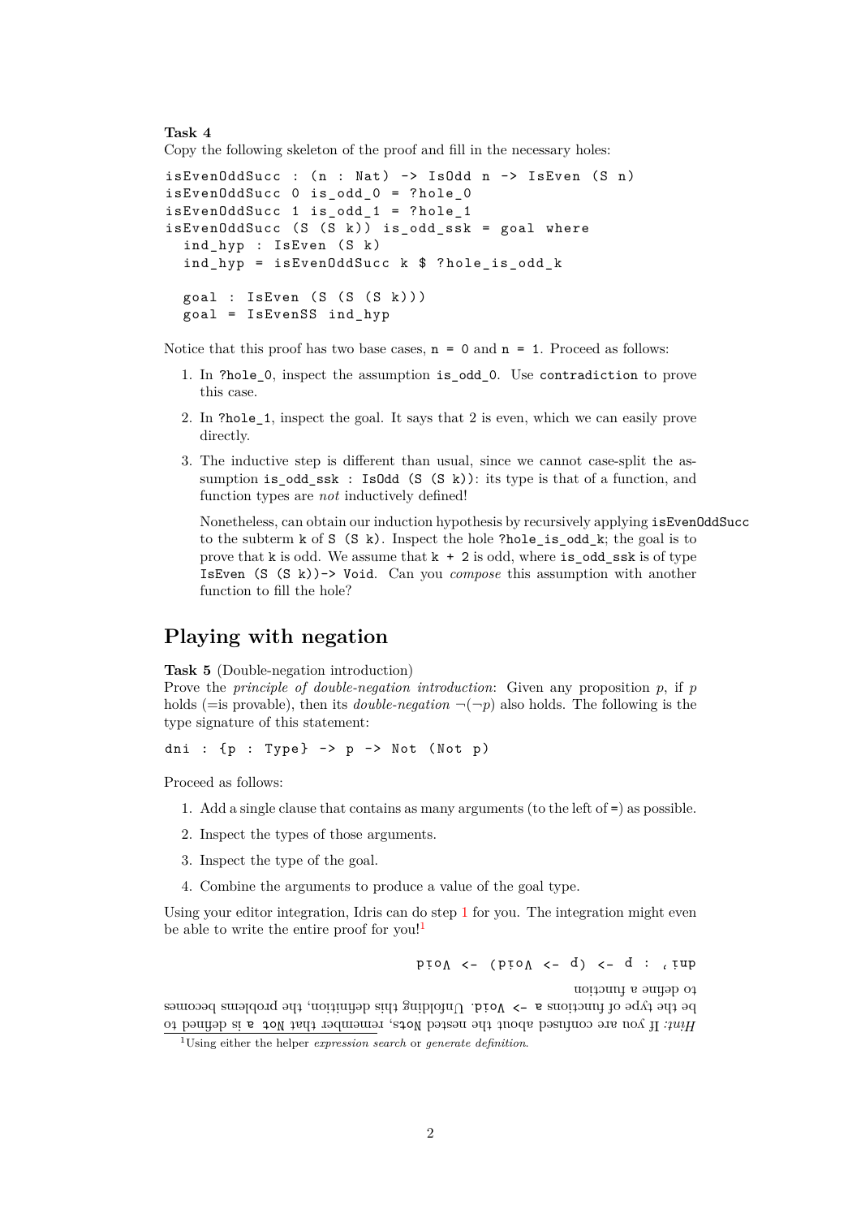**Task 4**
Copy the following skeleton of the proof and fill in the necessary holes:

```
isEvenOddSucc : (n : Nat) -> IsOdd n -> IsEven (S n)
isEvenOddSucc 0 is_odd_0 = ?hole_0
isEvenOddSucc 1 is_odd_1 = ?hole_1
isEvenOddSucc (S (S k)) is_odd_ssk = goal where
  ind_hyp : IsEven (S k)
  ind_hyp = isEvenOddSucc k $ ?hole_is_odd_k

  goal : IsEven (S (S (S k)))
  goal = IsEvenSS ind_hyp
```

Notice that this proof has two base cases, `n = 0` and `n = 1`. Proceed as follows:

1. In `?hole_0`, inspect the assumption `is_odd_0`. Use `contradiction` to prove this case.
2. In `?hole_1`, inspect the goal. It says that 2 is even, which we can easily prove directly.
3. The inductive step is different than usual, since we cannot case-split the assumption `is_odd_ssk : IsOdd (S (S k))`: its type is that of a function, and function types are *not* inductively defined!

   Nonetheless, can obtain our induction hypothesis by recursively applying `isEvenOddSucc` to the subterm `k` of `S (S k)`. Inspect the hole `?hole_is_odd_k`; the goal is to prove that `k` is odd. We assume that `k + 2` is odd, where `is_odd_ssk` is of type `IsEven (S (S k))-> Void`. Can you *compose* this assumption with another function to fill the hole?

## Playing with negation

**Task 5** (Double-negation introduction)
Prove the *principle of double-negation introduction*: Given any proposition $p$, if $p$ holds (=is provable), then its *double-negation* $\neg(\neg p)$ also holds. The following is the type signature of this statement:

```
dni : {p : Type} -> p -> Not (Not p)
```

Proceed as follows:

1. Add a single clause that contains as many arguments (to the left of `=`) as possible.
2. Inspect the types of those arguments.
3. Inspect the type of the goal.
4. Combine the arguments to produce a value of the goal type.

Using your editor integration, Idris can do step 1 for you. The integration might even be able to write the entire proof for you![1]

*Hint:* If you are confused about the nested `Not`s, remember that `Not a` is defined to be the type of functions `a -> Void`. Unfolding this definition, the problems becomes to define a function

```
dni' : p -> (p -> Void) -> Void
```

[1] Using either the helper *expression search* or *generate definition*.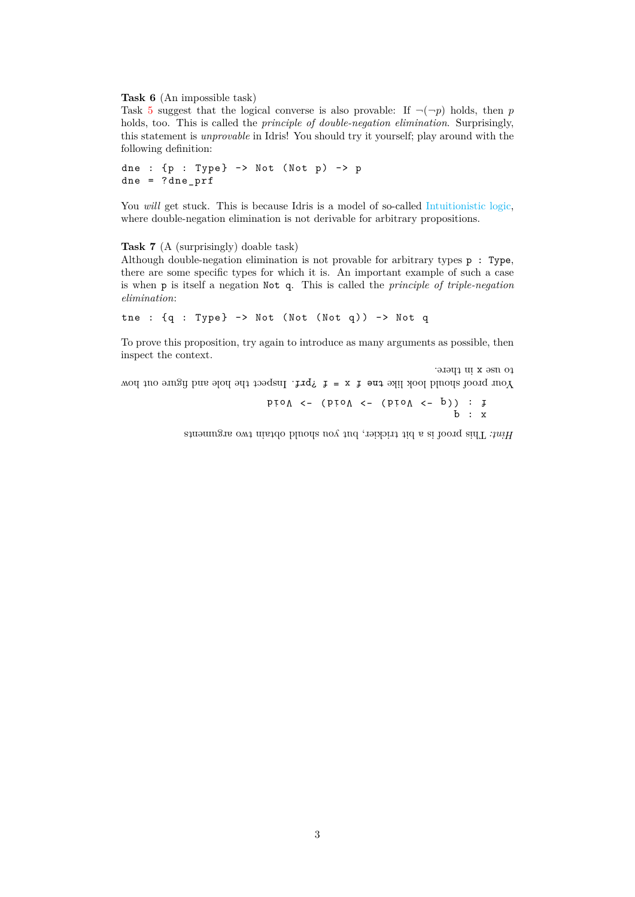**Task 6** (An impossible task)
Task 5 suggest that the logical converse is also provable: If $\neg(\neg p)$ holds, then $p$ holds, too. This is called the *principle of double-negation elimination*. Surprisingly, this statement is *unprovable* in Idris! You should try it yourself; play around with the following definition:

```
dne : {p : Type} -> Not (Not p) -> p
dne = ?dne_prf
```

You *will* get stuck. This is because Idris is a model of so-called Intuitionistic logic, where double-negation elimination is not derivable for arbitrary propositions.

**Task 7** (A (surprisingly) doable task)
Although double-negation elimination is not provable for arbitrary types `p : Type`, there are some specific types for which it is. An important example of such a case is when `p` is itself a negation `Not q`. This is called the *principle of triple-negation elimination*:

```
tne : {q : Type} -> Not (Not (Not q)) -> Not q
```

To prove this proposition, try again to introduce as many arguments as possible, then inspect the context.

*Hint:* This proof is a bit trickier, but you should obtain two arguments

```
x : q
f : ((q -> Void) -> Void) -> Void
```

Your proof should look like `tne f x = f ?prf`. Inspect the hole and figure out how to use `x` in there.